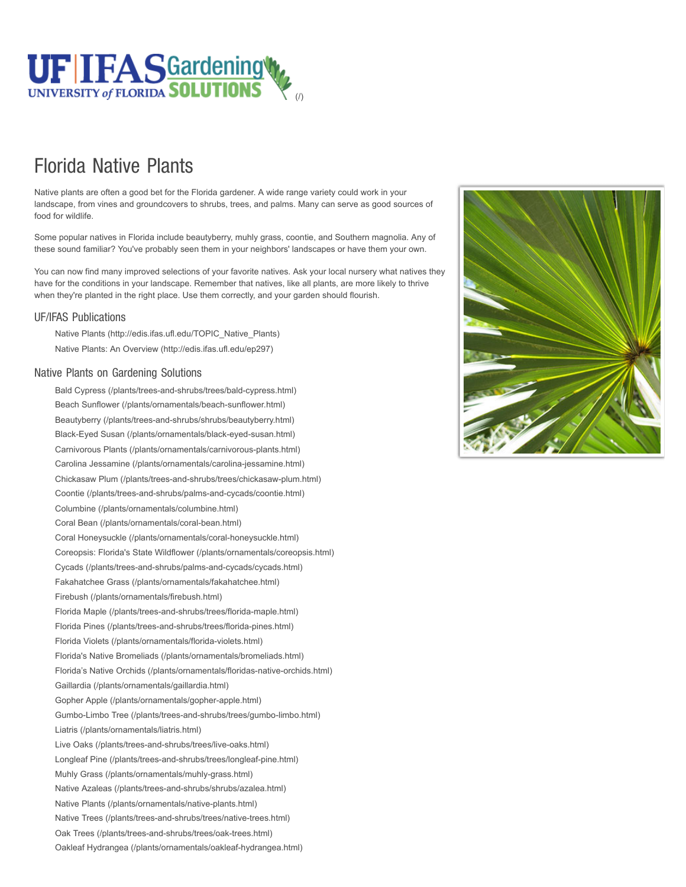UF | IFAS Gardening SOLUTIONS UNIVERSITY of FLORIDA (/)

# Florida Native Plants

Native plants are often a good bet for the Florida gardener. A wide range variety could work in your landscape, from vines and groundcovers to shrubs, trees, and palms. Many can serve as good sources of food for wildlife.

Some popular natives in Florida include beautyberry, muhly grass, coontie, and Southern magnolia. Any of these sound familiar? You've probably seen them in your neighbors' landscapes or have them your own.

You can now find many improved selections of your favorite natives. Ask your local nursery what natives they have for the conditions in your landscape. Remember that natives, like all plants, are more likely to thrive when they're planted in the right place. Use them correctly, and your garden should flourish.

## UF/IFAS Publications

- Native Plants (http://edis.ifas.ufl.edu/TOPIC_Native_Plants)
- Native Plants: An Overview (http://edis.ifas.ufl.edu/ep297)

## Native Plants on Gardening Solutions

- Bald Cypress (/plants/trees-and-shrubs/trees/bald-cypress.html)
- Beach Sunflower (/plants/ornamentals/beach-sunflower.html)
- Beautyberry (/plants/trees-and-shrubs/shrubs/beautyberry.html)
- Black-Eyed Susan (/plants/ornamentals/black-eyed-susan.html)
- Carnivorous Plants (/plants/ornamentals/carnivorous-plants.html)
- Carolina Jessamine (/plants/ornamentals/carolina-jessamine.html)
- Chickasaw Plum (/plants/trees-and-shrubs/trees/chickasaw-plum.html)
- Coontie (/plants/trees-and-shrubs/palms-and-cycads/coontie.html)
- Columbine (/plants/ornamentals/columbine.html)
- Coral Bean (/plants/ornamentals/coral-bean.html)
- Coral Honeysuckle (/plants/ornamentals/coral-honeysuckle.html)
- Coreopsis: Florida's State Wildflower (/plants/ornamentals/coreopsis.html)
- Cycads (/plants/trees-and-shrubs/palms-and-cycads/cycads.html)
- Fakahatchee Grass (/plants/ornamentals/fakahatchee.html)
- Firebush (/plants/ornamentals/firebush.html)
- Florida Maple (/plants/trees-and-shrubs/trees/florida-maple.html)
- Florida Pines (/plants/trees-and-shrubs/trees/florida-pines.html)
- Florida Violets (/plants/ornamentals/florida-violets.html)
- Florida's Native Bromeliads (/plants/ornamentals/bromeliads.html)
- Florida's Native Orchids (/plants/ornamentals/floridas-native-orchids.html)
- Gaillardia (/plants/ornamentals/gaillardia.html)
- Gopher Apple (/plants/ornamentals/gopher-apple.html)
- Gumbo-Limbo Tree (/plants/trees-and-shrubs/trees/gumbo-limbo.html)
- Liatris (/plants/ornamentals/liatris.html)
- Live Oaks (/plants/trees-and-shrubs/trees/live-oaks.html)
- Longleaf Pine (/plants/trees-and-shrubs/trees/longleaf-pine.html)
- Muhly Grass (/plants/ornamentals/muhly-grass.html)
- Native Azaleas (/plants/trees-and-shrubs/shrubs/azalea.html)
- Native Plants (/plants/ornamentals/native-plants.html)
- Native Trees (/plants/trees-and-shrubs/trees/native-trees.html)
- Oak Trees (/plants/trees-and-shrubs/trees/oak-trees.html)
- Oakleaf Hydrangea (/plants/ornamentals/oakleaf-hydrangea.html)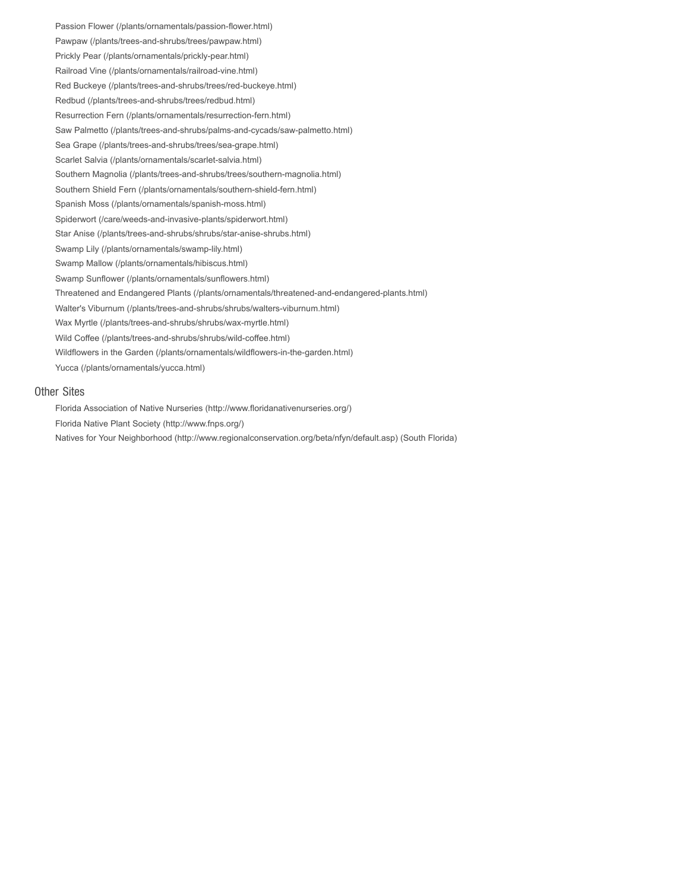- Passion Flower (/plants/ornamentals/passion-flower.html)
- Pawpaw (/plants/trees-and-shrubs/trees/pawpaw.html)
- Prickly Pear (/plants/ornamentals/prickly-pear.html)
- Railroad Vine (/plants/ornamentals/railroad-vine.html)
- Red Buckeye (/plants/trees-and-shrubs/trees/red-buckeye.html)
- Redbud (/plants/trees-and-shrubs/trees/redbud.html)
- Resurrection Fern (/plants/ornamentals/resurrection-fern.html)
- Saw Palmetto (/plants/trees-and-shrubs/palms-and-cycads/saw-palmetto.html)
- Sea Grape (/plants/trees-and-shrubs/trees/sea-grape.html)
- Scarlet Salvia (/plants/ornamentals/scarlet-salvia.html)
- Southern Magnolia (/plants/trees-and-shrubs/trees/southern-magnolia.html)
- Southern Shield Fern (/plants/ornamentals/southern-shield-fern.html)
- Spanish Moss (/plants/ornamentals/spanish-moss.html)
- Spiderwort (/care/weeds-and-invasive-plants/spiderwort.html)
- Star Anise (/plants/trees-and-shrubs/shrubs/star-anise-shrubs.html)
- Swamp Lily (/plants/ornamentals/swamp-lily.html)
- Swamp Mallow (/plants/ornamentals/hibiscus.html)
- Swamp Sunflower (/plants/ornamentals/sunflowers.html)
- Threatened and Endangered Plants (/plants/ornamentals/threatened-and-endangered-plants.html)
- Walter's Viburnum (/plants/trees-and-shrubs/shrubs/walters-viburnum.html)
- Wax Myrtle (/plants/trees-and-shrubs/shrubs/wax-myrtle.html)
- Wild Coffee (/plants/trees-and-shrubs/shrubs/wild-coffee.html)
- Wildflowers in the Garden (/plants/ornamentals/wildflowers-in-the-garden.html)
- Yucca (/plants/ornamentals/yucca.html)

## Other Sites

- Florida Association of Native Nurseries (http://www.floridanativenurseries.org/)
- Florida Native Plant Society (http://www.fnps.org/)
- Natives for Your Neighborhood (http://www.regionalconservation.org/beta/nfyn/default.asp) (South Florida)